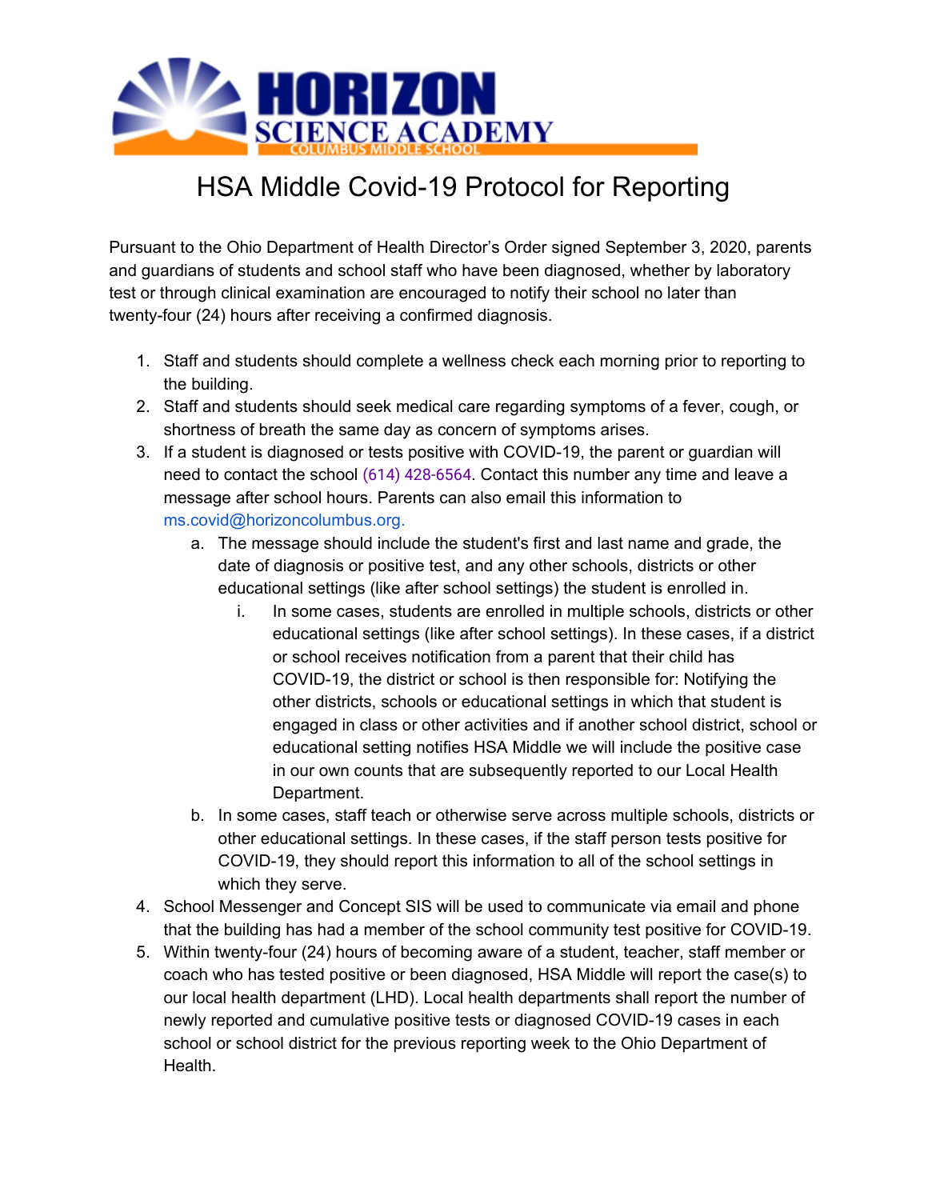HORIZON SCIENCE ACADEMY
COLUMBUS MIDDLE SCHOOL

# HSA Middle Covid-19 Protocol for Reporting

Pursuant to the Ohio Department of Health Director's Order signed September 3, 2020, parents and guardians of students and school staff who have been diagnosed, whether by laboratory test or through clinical examination are encouraged to notify their school no later than twenty-four (24) hours after receiving a confirmed diagnosis.

1. Staff and students should complete a wellness check each morning prior to reporting to the building.
2. Staff and students should seek medical care regarding symptoms of a fever, cough, or shortness of breath the same day as concern of symptoms arises.
3. If a student is diagnosed or tests positive with COVID-19, the parent or guardian will need to contact the school (614) 428-6564. Contact this number any time and leave a message after school hours. Parents can also email this information to ms.covid@horizoncolumbus.org.
    a. The message should include the student's first and last name and grade, the date of diagnosis or positive test, and any other schools, districts or other educational settings (like after school settings) the student is enrolled in.
        i. In some cases, students are enrolled in multiple schools, districts or other educational settings (like after school settings). In these cases, if a district or school receives notification from a parent that their child has COVID-19, the district or school is then responsible for: Notifying the other districts, schools or educational settings in which that student is engaged in class or other activities and if another school district, school or educational setting notifies HSA Middle we will include the positive case in our own counts that are subsequently reported to our Local Health Department.
    b. In some cases, staff teach or otherwise serve across multiple schools, districts or other educational settings. In these cases, if the staff person tests positive for COVID-19, they should report this information to all of the school settings in which they serve.
4. School Messenger and Concept SIS will be used to communicate via email and phone that the building has had a member of the school community test positive for COVID-19.
5. Within twenty-four (24) hours of becoming aware of a student, teacher, staff member or coach who has tested positive or been diagnosed, HSA Middle will report the case(s) to our local health department (LHD). Local health departments shall report the number of newly reported and cumulative positive tests or diagnosed COVID-19 cases in each school or school district for the previous reporting week to the Ohio Department of Health.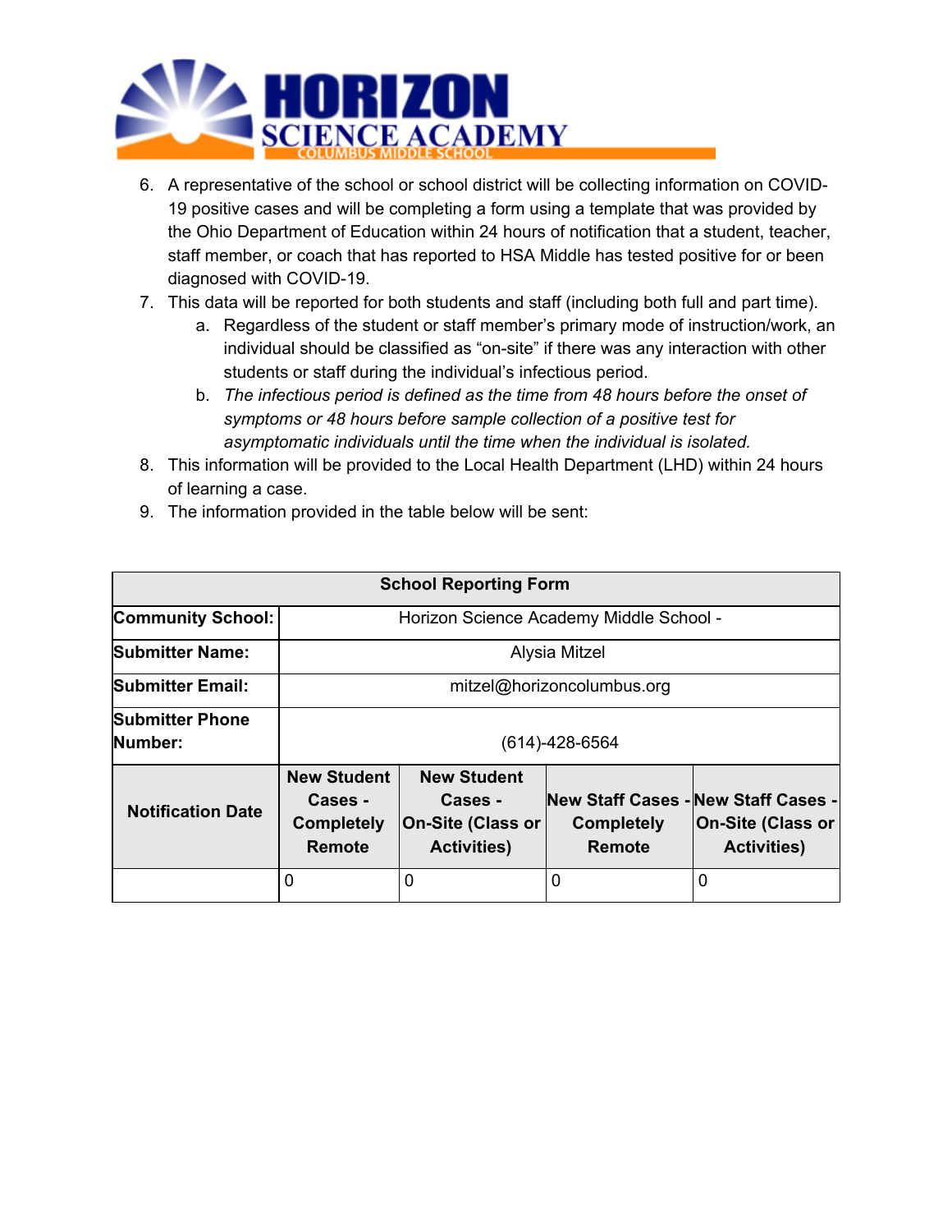6. A representative of the school or school district will be collecting information on COVID-19 positive cases and will be completing a form using a template that was provided by the Ohio Department of Education within 24 hours of notification that a student, teacher, staff member, or coach that has reported to HSA Middle has tested positive for or been diagnosed with COVID-19.
7. This data will be reported for both students and staff (including both full and part time).
   a. Regardless of the student or staff member's primary mode of instruction/work, an individual should be classified as "on-site" if there was any interaction with other students or staff during the individual's infectious period.
   b. *The infectious period is defined as the time from 48 hours before the onset of symptoms or 48 hours before sample collection of a positive test for asymptomatic individuals until the time when the individual is isolated.*
8. This information will be provided to the Local Health Department (LHD) within 24 hours of learning a case.
9. The information provided in the table below will be sent:

| **School Reporting Form** | | | | |
|---|---|---|---|---|
| **Community School:** | Horizon Science Academy Middle School - | | | |
| **Submitter Name:** | Alysia Mitzel | | | |
| **Submitter Email:** | mitzel@horizoncolumbus.org | | | |
| **Submitter Phone Number:** | (614)-428-6564 | | | |
| **Notification Date** | **New Student Cases - Completely Remote** | **New Student Cases - On-Site (Class or Activities)** | **New Staff Cases - Completely Remote** | **New Staff Cases - On-Site (Class or Activities)** |
| | 0 | 0 | 0 | 0 |